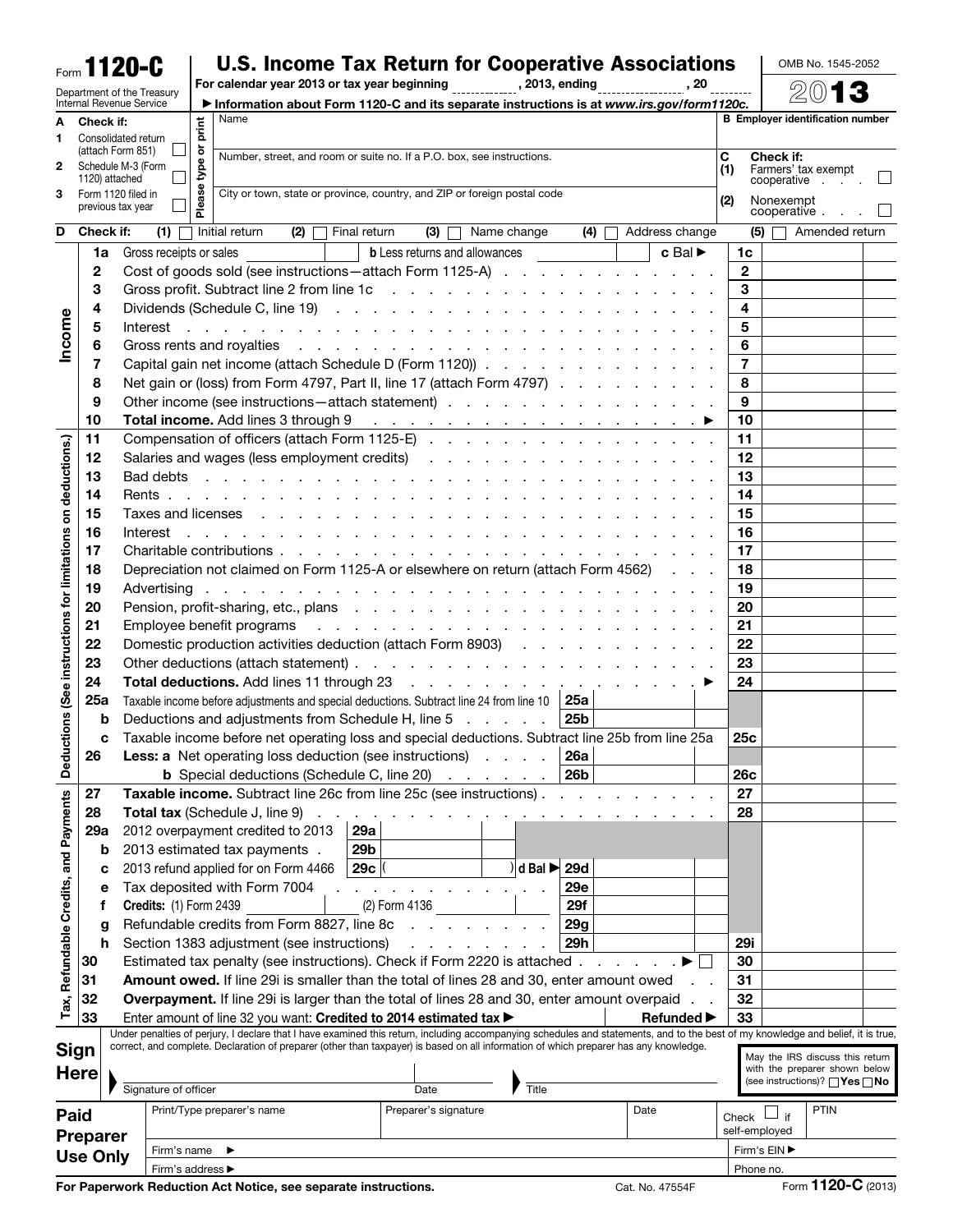Form **1120-C**

Department of the Treasury
Internal Revenue Service

# U.S. Income Tax Return for Cooperative Associations

For calendar year 2013 or tax year beginning __________, 2013, ending __________, 20 ____

▶ Information about Form 1120-C and its separate instructions is at *www.irs.gov/form1120c.*

OMB No. 1545-2052

**2013**

**A** Check if:
1. Consolidated return (attach Form 851) ☐
2. Schedule M-3 (Form 1120) attached ☐
3. Form 1120 filed in previous tax year ☐

Please type or print

Name

Number, street, and room or suite no. If a P.O. box, see instructions.

City or town, state or province, country, and ZIP or foreign postal code

**B** Employer identification number

**C** Check if:
(1) Farmers' tax exempt cooperative . . . ☐
(2) Nonexempt cooperative . . . ☐

**D** Check if: (1) ☐ Initial return (2) ☐ Final return (3) ☐ Name change (4) ☐ Address change (5) ☐ Amended return

## Income

| | | | |
|---|---|---|---|
| 1a | Gross receipts or sales ____ **b** Less returns and allowances ____ **c** Bal ▶ | 1c | |
| 2 | Cost of goods sold (see instructions—attach Form 1125-A) | 2 | |
| 3 | Gross profit. Subtract line 2 from line 1c | 3 | |
| 4 | Dividends (Schedule C, line 19) | 4 | |
| 5 | Interest | 5 | |
| 6 | Gross rents and royalties | 6 | |
| 7 | Capital gain net income (attach Schedule D (Form 1120)) | 7 | |
| 8 | Net gain or (loss) from Form 4797, Part II, line 17 (attach Form 4797) | 8 | |
| 9 | Other income (see instructions—attach statement) | 9 | |
| 10 | **Total income.** Add lines 3 through 9 ▶ | 10 | |

## Deductions (See instructions for limitations on deductions.)

| | | | | | |
|---|---|---|---|---|---|
| 11 | Compensation of officers (attach Form 1125-E) | | | 11 | |
| 12 | Salaries and wages (less employment credits) | | | 12 | |
| 13 | Bad debts | | | 13 | |
| 14 | Rents | | | 14 | |
| 15 | Taxes and licenses | | | 15 | |
| 16 | Interest | | | 16 | |
| 17 | Charitable contributions | | | 17 | |
| 18 | Depreciation not claimed on Form 1125-A or elsewhere on return (attach Form 4562) | | | 18 | |
| 19 | Advertising | | | 19 | |
| 20 | Pension, profit-sharing, etc., plans | | | 20 | |
| 21 | Employee benefit programs | | | 21 | |
| 22 | Domestic production activities deduction (attach Form 8903) | | | 22 | |
| 23 | Other deductions (attach statement) | | | 23 | |
| 24 | **Total deductions.** Add lines 11 through 23 ▶ | | | 24 | |
| 25a | Taxable income before adjustments and special deductions. Subtract line 24 from line 10 | 25a | | | |
| b | Deductions and adjustments from Schedule H, line 5 | 25b | | | |
| c | Taxable income before net operating loss and special deductions. Subtract line 25b from line 25a | | | 25c | |
| 26 | **Less: a** Net operating loss deduction (see instructions) | 26a | | | |
| | **b** Special deductions (Schedule C, line 20) | 26b | | 26c | |

## Tax, Refundable Credits, and Payments

| | | | | | | | |
|---|---|---|---|---|---|---|---|
| 27 | **Taxable income.** Subtract line 26c from line 25c (see instructions) | | | | | 27 | |
| 28 | **Total tax** (Schedule J, line 9) | | | | | 28 | |
| 29a | 2012 overpayment credited to 2013 | 29a | | | | | |
| b | 2013 estimated tax payments | 29b | | | | | |
| c | 2013 refund applied for on Form 4466 | 29c | ( ) | d Bal ▶ 29d | | | |
| e | Tax deposited with Form 7004 | | | 29e | | | |
| f | **Credits:** (1) Form 2439 ____ (2) Form 4136 ____ | | | 29f | | | |
| g | Refundable credits from Form 8827, line 8c | | | 29g | | | |
| h | Section 1383 adjustment (see instructions) | | | 29h | | 29i | |
| 30 | Estimated tax penalty (see instructions). Check if Form 2220 is attached ▶ ☐ | | | | | 30 | |
| 31 | **Amount owed.** If line 29i is smaller than the total of lines 28 and 30, enter amount owed | | | | | 31 | |
| 32 | **Overpayment.** If line 29i is larger than the total of lines 28 and 30, enter amount overpaid | | | | | 32 | |
| 33 | Enter amount of line 32 you want: **Credited to 2014 estimated tax ▶** | | | **Refunded ▶** | | 33 | |

## Sign Here

Under penalties of perjury, I declare that I have examined this return, including accompanying schedules and statements, and to the best of my knowledge and belief, it is true, correct, and complete. Declaration of preparer (other than taxpayer) is based on all information of which preparer has any knowledge.

▶ Signature of officer | Date | ▶ Title

May the IRS discuss this return with the preparer shown below (see instructions)? ☐ **Yes** ☐ **No**

## Paid Preparer Use Only

| Print/Type preparer's name | Preparer's signature | Date | Check ☐ if self-employed | PTIN |
|---|---|---|---|---|
| Firm's name ▶ | | | Firm's EIN ▶ | |
| Firm's address ▶ | | | Phone no. | |

**For Paperwork Reduction Act Notice, see separate instructions.** Cat. No. 47554F Form **1120-C** (2013)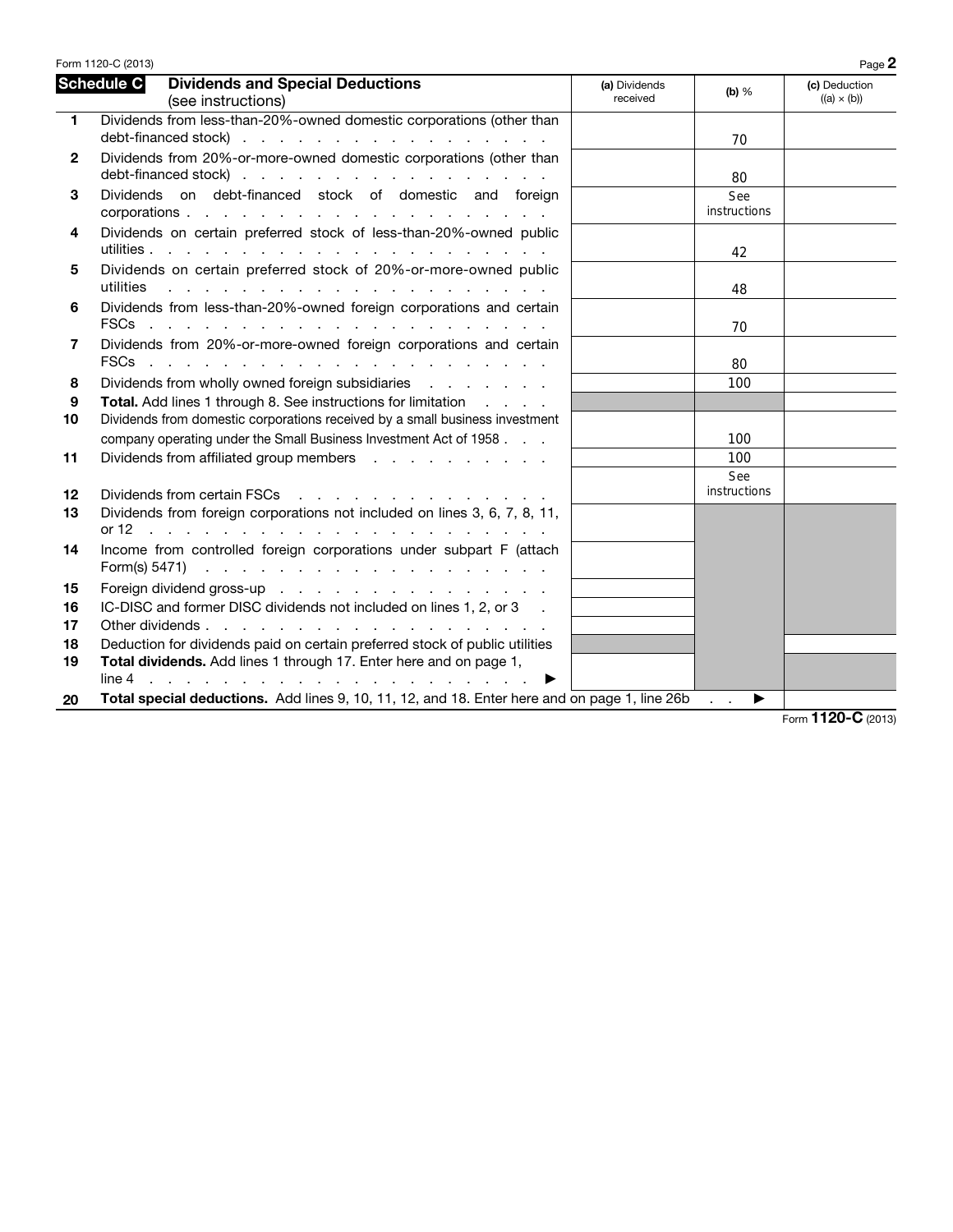## Schedule C — Dividends and Special Deductions (see instructions)

| | | (a) Dividends received | (b) % | (c) Deduction ((a) × (b)) |
|---|---|---|---|---|
| 1 | Dividends from less-than-20%-owned domestic corporations (other than debt-financed stock) | | 70 | |
| 2 | Dividends from 20%-or-more-owned domestic corporations (other than debt-financed stock) | | 80 | |
| 3 | Dividends on debt-financed stock of domestic and foreign corporations | | See instructions | |
| 4 | Dividends on certain preferred stock of less-than-20%-owned public utilities | | 42 | |
| 5 | Dividends on certain preferred stock of 20%-or-more-owned public utilities | | 48 | |
| 6 | Dividends from less-than-20%-owned foreign corporations and certain FSCs | | 70 | |
| 7 | Dividends from 20%-or-more-owned foreign corporations and certain FSCs | | 80 | |
| 8 | Dividends from wholly owned foreign subsidiaries | | 100 | |
| 9 | **Total.** Add lines 1 through 8. See instructions for limitation | | | |
| 10 | Dividends from domestic corporations received by a small business investment company operating under the Small Business Investment Act of 1958 | | 100 | |
| 11 | Dividends from affiliated group members | | 100 | |
| 12 | Dividends from certain FSCs | | See instructions | |
| 13 | Dividends from foreign corporations not included on lines 3, 6, 7, 8, 11, or 12 | | | |
| 14 | Income from controlled foreign corporations under subpart F (attach Form(s) 5471) | | | |
| 15 | Foreign dividend gross-up | | | |
| 16 | IC-DISC and former DISC dividends not included on lines 1, 2, or 3 | | | |
| 17 | Other dividends | | | |
| 18 | Deduction for dividends paid on certain preferred stock of public utilities | | | |
| 19 | **Total dividends.** Add lines 1 through 17. Enter here and on page 1, line 4 ▶ | | | |
| 20 | **Total special deductions.** Add lines 9, 10, 11, 12, and 18. Enter here and on page 1, line 26b ▶ | | | |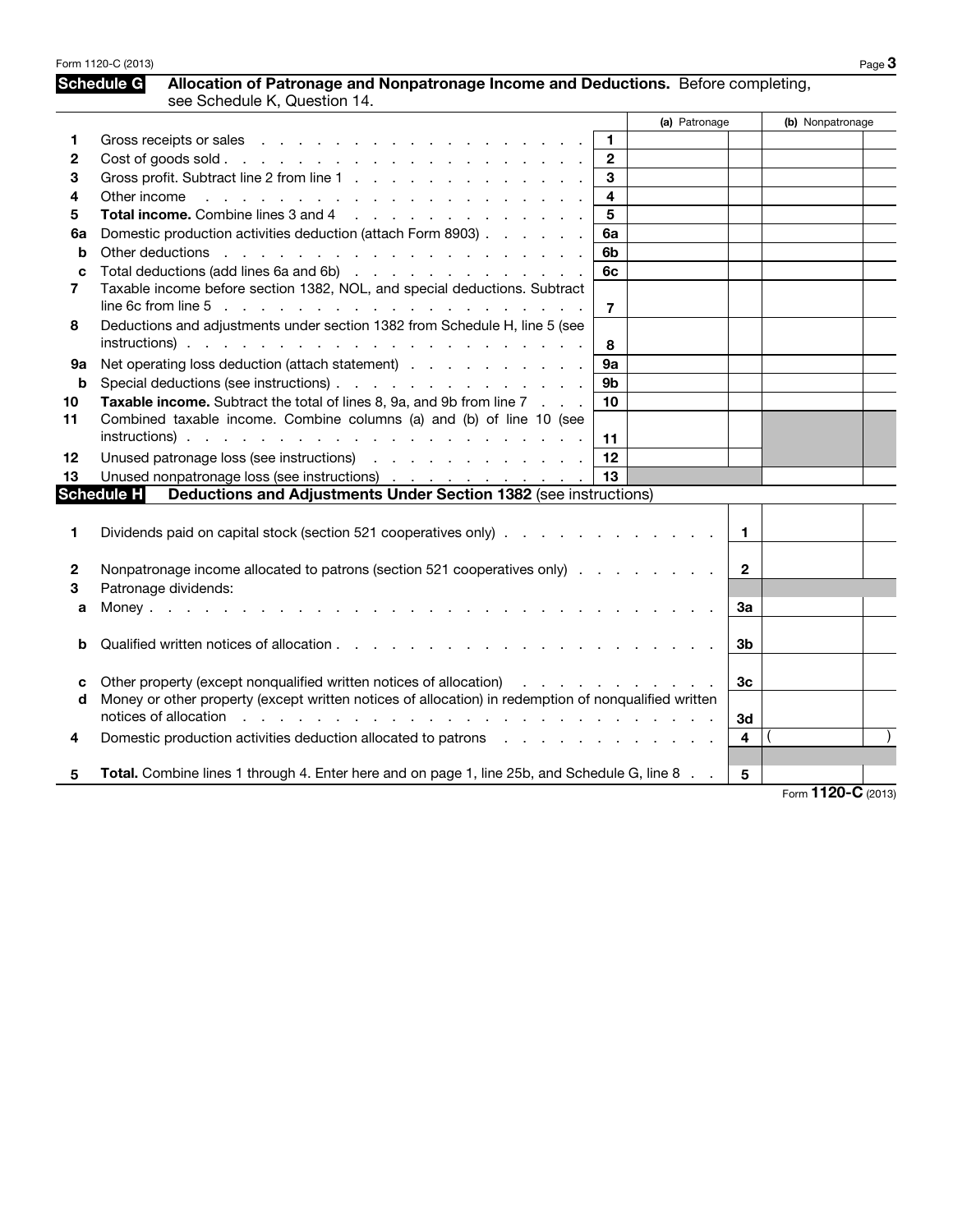## Schedule G Allocation of Patronage and Nonpatronage Income and Deductions. Before completing, see Schedule K, Question 14.

| | | | (a) Patronage | (b) Nonpatronage |
|---|---|---|---|---|
| 1 | Gross receipts or sales | 1 | | |
| 2 | Cost of goods sold | 2 | | |
| 3 | Gross profit. Subtract line 2 from line 1 | 3 | | |
| 4 | Other income | 4 | | |
| 5 | **Total income.** Combine lines 3 and 4 | 5 | | |
| 6a | Domestic production activities deduction (attach Form 8903) | 6a | | |
| b | Other deductions | 6b | | |
| c | Total deductions (add lines 6a and 6b) | 6c | | |
| 7 | Taxable income before section 1382, NOL, and special deductions. Subtract line 6c from line 5 | 7 | | |
| 8 | Deductions and adjustments under section 1382 from Schedule H, line 5 (see instructions) | 8 | | |
| 9a | Net operating loss deduction (attach statement) | 9a | | |
| b | Special deductions (see instructions) | 9b | | |
| 10 | **Taxable income.** Subtract the total of lines 8, 9a, and 9b from line 7 | 10 | | |
| 11 | Combined taxable income. Combine columns (a) and (b) of line 10 (see instructions) | 11 | | |
| 12 | Unused patronage loss (see instructions) | 12 | | |
| 13 | Unused nonpatronage loss (see instructions) | 13 | | |

## Schedule H Deductions and Adjustments Under Section 1382 (see instructions)

| | | | |
|---|---|---|---|
| 1 | Dividends paid on capital stock (section 521 cooperatives only) | 1 | |
| 2 | Nonpatronage income allocated to patrons (section 521 cooperatives only) | 2 | |
| 3 | Patronage dividends: | | |
| a | Money | 3a | |
| b | Qualified written notices of allocation | 3b | |
| c | Other property (except nonqualified written notices of allocation) | 3c | |
| d | Money or other property (except written notices of allocation) in redemption of nonqualified written notices of allocation | 3d | |
| 4 | Domestic production activities deduction allocated to patrons | 4 | ( ) |
| 5 | **Total.** Combine lines 1 through 4. Enter here and on page 1, line 25b, and Schedule G, line 8 | 5 | |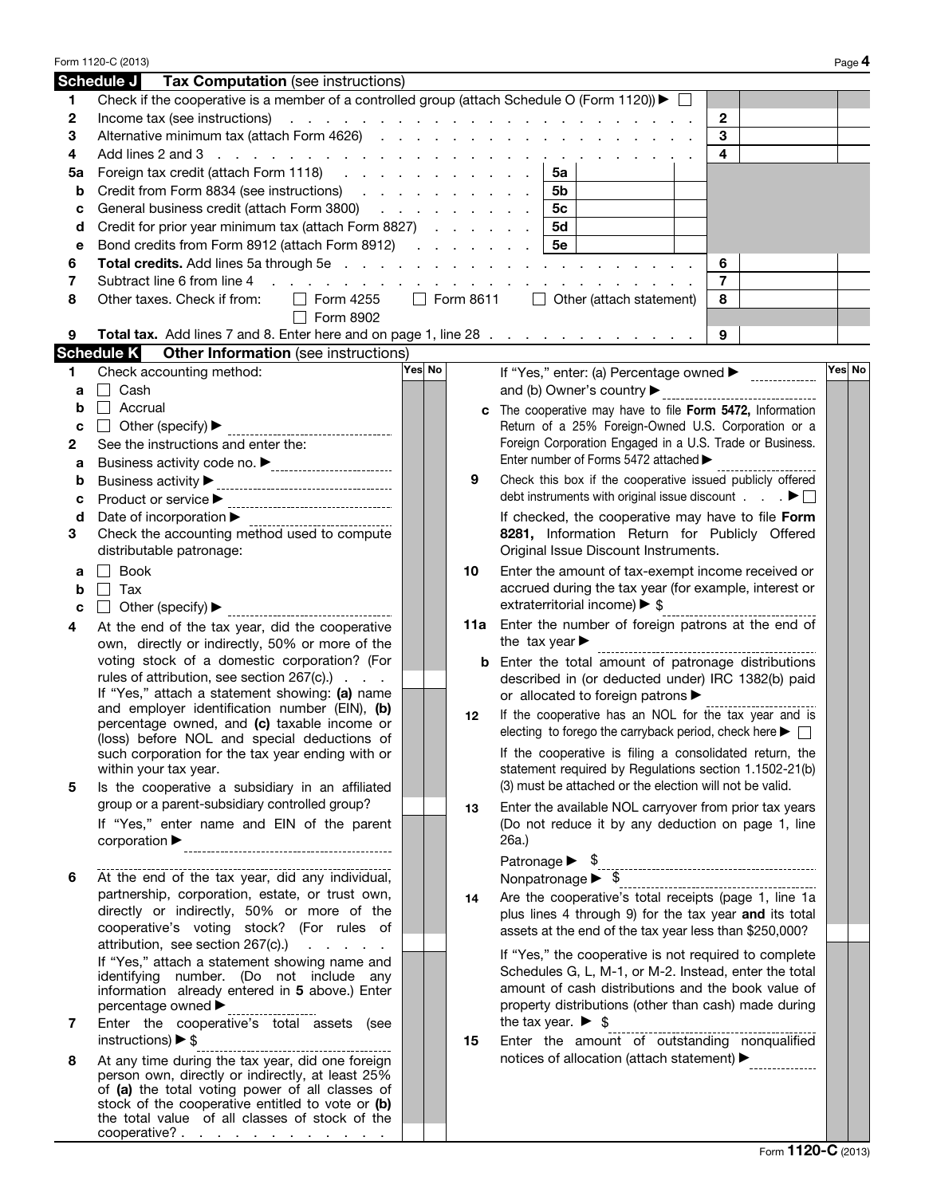## Schedule J — Tax Computation (see instructions)

| | | | | | |
|---|---|---|---|---|---|
| **1** | Check if the cooperative is a member of a controlled group (attach Schedule O (Form 1120)) ▶ ☐ | | | | |
| **2** | Income tax (see instructions) | | | 2 | |
| **3** | Alternative minimum tax (attach Form 4626) | | | 3 | |
| **4** | Add lines 2 and 3 | | | 4 | |
| **5a** | Foreign tax credit (attach Form 1118) | 5a | | | |
| **b** | Credit from Form 8834 (see instructions) | 5b | | | |
| **c** | General business credit (attach Form 3800) | 5c | | | |
| **d** | Credit for prior year minimum tax (attach Form 8827) | 5d | | | |
| **e** | Bond credits from Form 8912 (attach Form 8912) | 5e | | | |
| **6** | **Total credits.** Add lines 5a through 5e | | | 6 | |
| **7** | Subtract line 6 from line 4 | | | 7 | |
| **8** | Other taxes. Check if from: ☐ Form 4255 ☐ Form 8611 ☐ Other (attach statement) ☐ Form 8902 | | | 8 | |
| **9** | **Total tax.** Add lines 7 and 8. Enter here and on page 1, line 28 | | | 9 | |

## Schedule K — Other Information (see instructions)

| | | Yes | No |
|---|---|---|---|
| **1** | Check accounting method: **a** ☐ Cash **b** ☐ Accrual **c** ☐ Other (specify) ▶ | | |
| **2** | See the instructions and enter the: **a** Business activity code no. ▶ **b** Business activity ▶ **c** Product or service ▶ **d** Date of incorporation ▶ | | |
| **3** | Check the accounting method used to compute distributable patronage: **a** ☐ Book **b** ☐ Tax **c** ☐ Other (specify) ▶ | | |
| **4** | At the end of the tax year, did the cooperative own, directly or indirectly, 50% or more of the voting stock of a domestic corporation? (For rules of attribution, see section 267(c).) If "Yes," attach a statement showing: **(a)** name and employer identification number (EIN), **(b)** percentage owned, and **(c)** taxable income or (loss) before NOL and special deductions of such corporation for the tax year ending with or within your tax year. | | |
| **5** | Is the cooperative a subsidiary in an affiliated group or a parent-subsidiary controlled group? If "Yes," enter name and EIN of the parent corporation ▶ | | |
| **6** | At the end of the tax year, did any individual, partnership, corporation, estate, or trust own, directly or indirectly, 50% or more of the cooperative's voting stock? (For rules of attribution, see section 267(c).) If "Yes," attach a statement showing name and identifying number. (Do not include any information already entered in **5** above.) Enter percentage owned ▶ | | |
| **7** | Enter the cooperative's total assets (see instructions) ▶ $ | | |
| **8** | At any time during the tax year, did one foreign person own, directly or indirectly, at least 25% of **(a)** the total voting power of all classes of stock of the cooperative entitled to vote or **(b)** the total value of all classes of stock of the cooperative? If "Yes," enter: (a) Percentage owned ▶ and (b) Owner's country ▶ | | |
| **c** | The cooperative may have to file **Form 5472,** Information Return of a 25% Foreign-Owned U.S. Corporation or a Foreign Corporation Engaged in a U.S. Trade or Business. Enter number of Forms 5472 attached ▶ | | |
| **9** | Check this box if the cooperative issued publicly offered debt instruments with original issue discount ▶ ☐ If checked, the cooperative may have to file **Form 8281,** Information Return for Publicly Offered Original Issue Discount Instruments. | | |
| **10** | Enter the amount of tax-exempt income received or accrued during the tax year (for example, interest or extraterritorial income) ▶ $ | | |
| **11a** | Enter the number of foreign patrons at the end of the tax year ▶ | | |
| **b** | Enter the total amount of patronage distributions described in (or deducted under) IRC 1382(b) paid or allocated to foreign patrons ▶ | | |
| **12** | If the cooperative has an NOL for the tax year and is electing to forego the carryback period, check here ▶ ☐ If the cooperative is filing a consolidated return, the statement required by Regulations section 1.1502-21(b)(3) must be attached or the election will not be valid. | | |
| **13** | Enter the available NOL carryover from prior tax years (Do not reduce it by any deduction on page 1, line 26a.) Patronage ▶ $ Nonpatronage ▶ $ | | |
| **14** | Are the cooperative's total receipts (page 1, line 1a plus lines 4 through 9) for the tax year **and** its total assets at the end of the tax year less than $250,000? If "Yes," the cooperative is not required to complete Schedules G, L, M-1, or M-2. Instead, enter the total amount of cash distributions and the book value of property distributions (other than cash) made during the tax year. ▶ $ | | |
| **15** | Enter the amount of outstanding nonqualified notices of allocation (attach statement) ▶ | | |

Form **1120-C** (2013)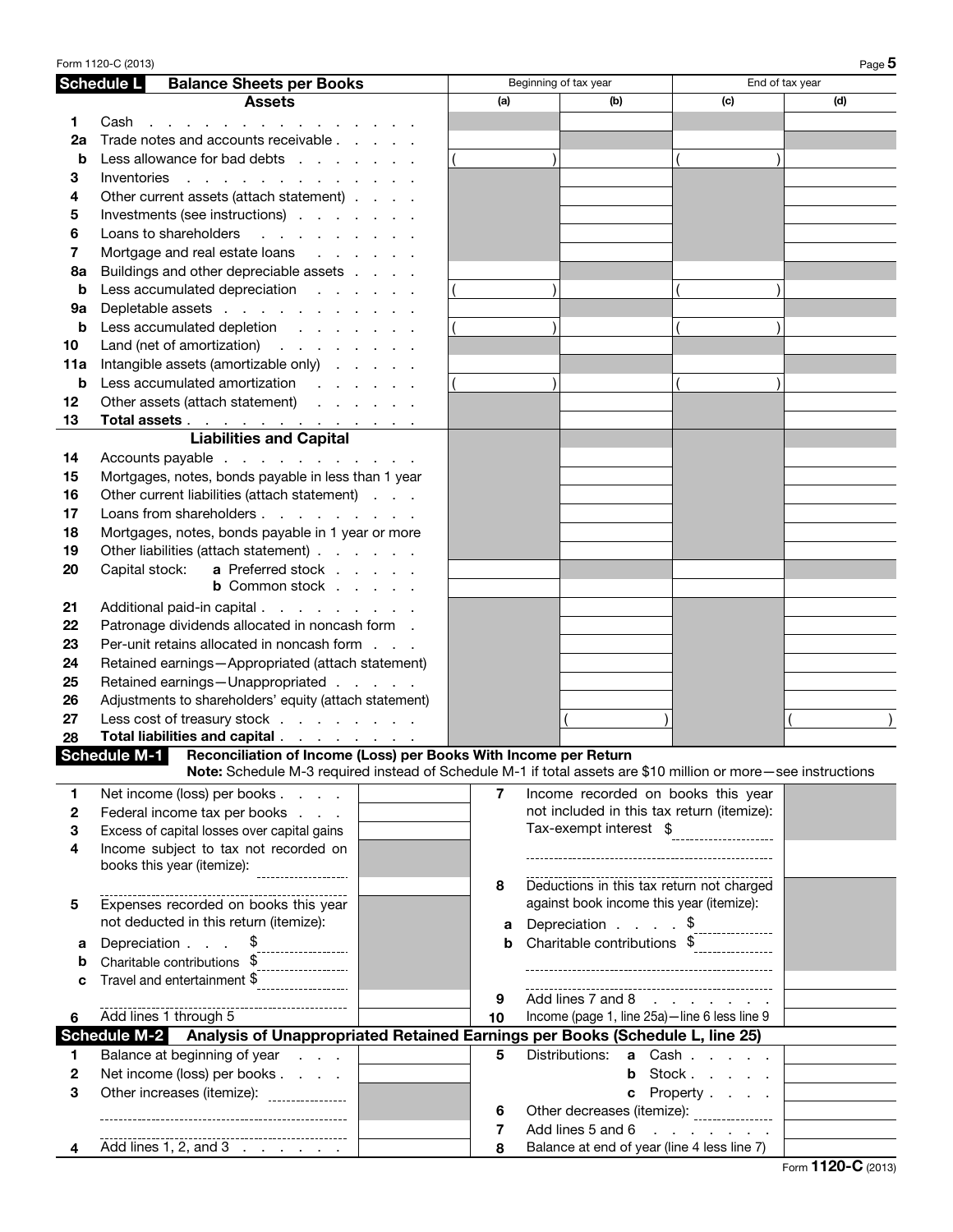## Schedule L — Balance Sheets per Books

| | Assets | Beginning of tax year (a) | Beginning of tax year (b) | End of tax year (c) | End of tax year (d) |
|---|---|---|---|---|---|
| 1 | Cash | | | | |
| 2a | Trade notes and accounts receivable | | | | |
| b | Less allowance for bad debts | ( ) | | ( ) | |
| 3 | Inventories | | | | |
| 4 | Other current assets (attach statement) | | | | |
| 5 | Investments (see instructions) | | | | |
| 6 | Loans to shareholders | | | | |
| 7 | Mortgage and real estate loans | | | | |
| 8a | Buildings and other depreciable assets | | | | |
| b | Less accumulated depreciation | ( ) | | ( ) | |
| 9a | Depletable assets | | | | |
| b | Less accumulated depletion | ( ) | | ( ) | |
| 10 | Land (net of amortization) | | | | |
| 11a | Intangible assets (amortizable only) | | | | |
| b | Less accumulated amortization | ( ) | | ( ) | |
| 12 | Other assets (attach statement) | | | | |
| 13 | **Total assets** | | | | |
| | **Liabilities and Capital** | | | | |
| 14 | Accounts payable | | | | |
| 15 | Mortgages, notes, bonds payable in less than 1 year | | | | |
| 16 | Other current liabilities (attach statement) | | | | |
| 17 | Loans from shareholders | | | | |
| 18 | Mortgages, notes, bonds payable in 1 year or more | | | | |
| 19 | Other liabilities (attach statement) | | | | |
| 20 | Capital stock: **a** Preferred stock | | | | |
| | **b** Common stock | | | | |
| 21 | Additional paid-in capital | | | | |
| 22 | Patronage dividends allocated in noncash form | | | | |
| 23 | Per-unit retains allocated in noncash form | | | | |
| 24 | Retained earnings—Appropriated (attach statement) | | | | |
| 25 | Retained earnings—Unappropriated | | | | |
| 26 | Adjustments to shareholders' equity (attach statement) | | | | |
| 27 | Less cost of treasury stock | | ( ) | | ( ) |
| 28 | **Total liabilities and capital** | | | | |

## Schedule M-1 — Reconciliation of Income (Loss) per Books With Income per Return

**Note:** Schedule M-3 required instead of Schedule M-1 if total assets are $10 million or more—see instructions

| | | | | | |
|---|---|---|---|---|---|
| 1 | Net income (loss) per books | | 7 | Income recorded on books this year not included in this tax return (itemize): Tax-exempt interest $ | |
| 2 | Federal income tax per books | | | | |
| 3 | Excess of capital losses over capital gains | | | | |
| 4 | Income subject to tax not recorded on books this year (itemize): | | 8 | Deductions in this tax return not charged against book income this year (itemize): | |
| 5 | Expenses recorded on books this year not deducted in this return (itemize): | | a | Depreciation $ | |
| a | Depreciation $ | | b | Charitable contributions $ | |
| b | Charitable contributions $ | | | | |
| c | Travel and entertainment $ | | 9 | Add lines 7 and 8 | |
| 6 | Add lines 1 through 5 | | 10 | Income (page 1, line 25a)—line 6 less line 9 | |

## Schedule M-2 — Analysis of Unappropriated Retained Earnings per Books (Schedule L, line 25)

| | | | | | |
|---|---|---|---|---|---|
| 1 | Balance at beginning of year | | 5 | Distributions: **a** Cash | |
| 2 | Net income (loss) per books | | | **b** Stock | |
| 3 | Other increases (itemize): | | | **c** Property | |
| | | | 6 | Other decreases (itemize): | |
| | | | 7 | Add lines 5 and 6 | |
| 4 | Add lines 1, 2, and 3 | | 8 | Balance at end of year (line 4 less line 7) | |